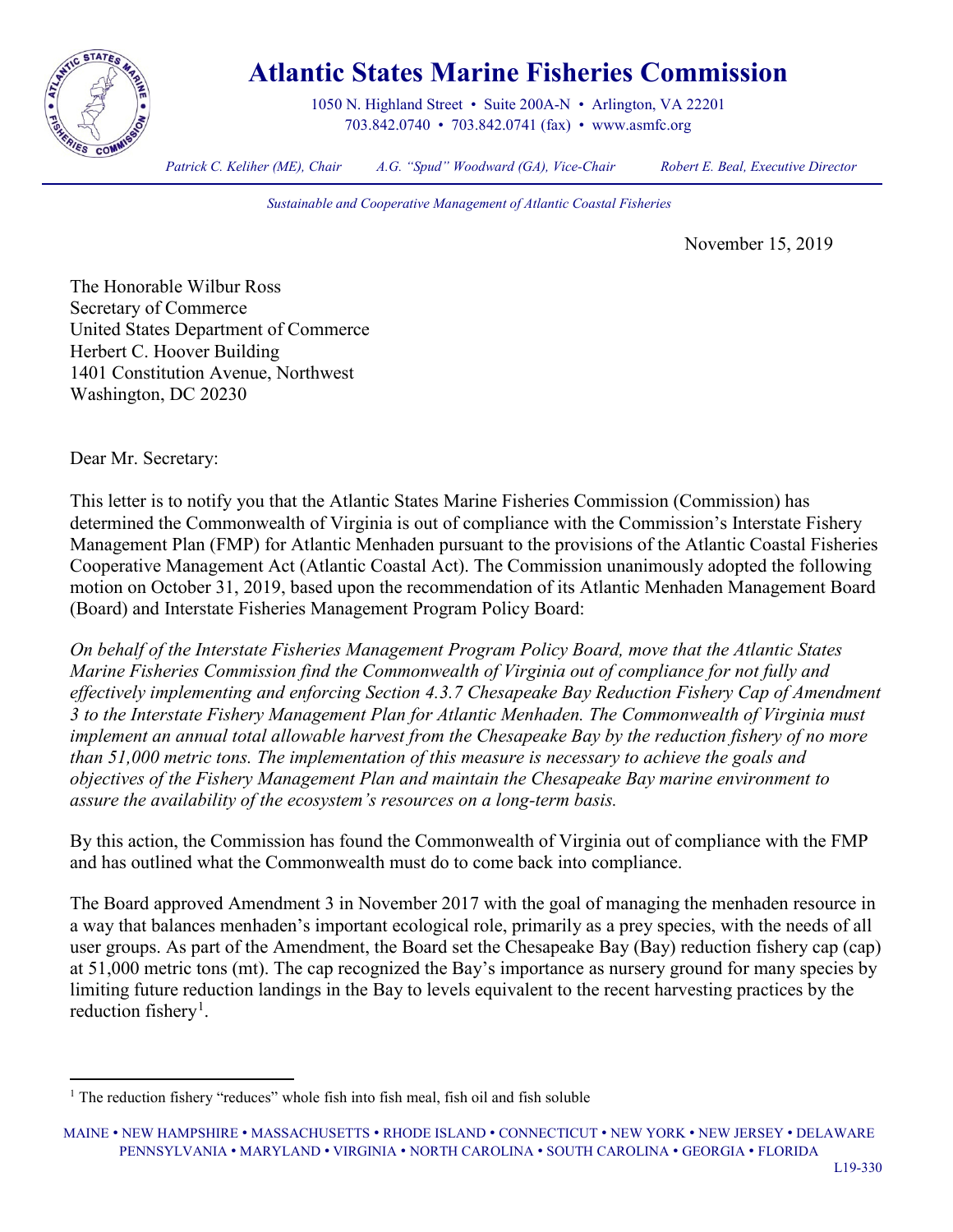# Atlantic States Marine Fisheries Commission

1050 N. Highland Street • Suite 200A-N • Arlington, VA 22201
703.842.0740 • 703.842.0741 (fax) • www.asmfc.org

*Patrick C. Keliher (ME), Chair* *A.G. "Spud" Woodward (GA), Vice-Chair* *Robert E. Beal, Executive Director*

*Sustainable and Cooperative Management of Atlantic Coastal Fisheries*

November 15, 2019

The Honorable Wilbur Ross
Secretary of Commerce
United States Department of Commerce
Herbert C. Hoover Building
1401 Constitution Avenue, Northwest
Washington, DC 20230

Dear Mr. Secretary:

This letter is to notify you that the Atlantic States Marine Fisheries Commission (Commission) has determined the Commonwealth of Virginia is out of compliance with the Commission's Interstate Fishery Management Plan (FMP) for Atlantic Menhaden pursuant to the provisions of the Atlantic Coastal Fisheries Cooperative Management Act (Atlantic Coastal Act). The Commission unanimously adopted the following motion on October 31, 2019, based upon the recommendation of its Atlantic Menhaden Management Board (Board) and Interstate Fisheries Management Program Policy Board:

*On behalf of the Interstate Fisheries Management Program Policy Board, move that the Atlantic States Marine Fisheries Commission find the Commonwealth of Virginia out of compliance for not fully and effectively implementing and enforcing Section 4.3.7 Chesapeake Bay Reduction Fishery Cap of Amendment 3 to the Interstate Fishery Management Plan for Atlantic Menhaden. The Commonwealth of Virginia must implement an annual total allowable harvest from the Chesapeake Bay by the reduction fishery of no more than 51,000 metric tons. The implementation of this measure is necessary to achieve the goals and objectives of the Fishery Management Plan and maintain the Chesapeake Bay marine environment to assure the availability of the ecosystem's resources on a long-term basis.*

By this action, the Commission has found the Commonwealth of Virginia out of compliance with the FMP and has outlined what the Commonwealth must do to come back into compliance.

The Board approved Amendment 3 in November 2017 with the goal of managing the menhaden resource in a way that balances menhaden's important ecological role, primarily as a prey species, with the needs of all user groups. As part of the Amendment, the Board set the Chesapeake Bay (Bay) reduction fishery cap (cap) at 51,000 metric tons (mt). The cap recognized the Bay's importance as nursery ground for many species by limiting future reduction landings in the Bay to levels equivalent to the recent harvesting practices by the reduction fishery[1].

[1] The reduction fishery "reduces" whole fish into fish meal, fish oil and fish soluble

MAINE • NEW HAMPSHIRE • MASSACHUSETTS • RHODE ISLAND • CONNECTICUT • NEW YORK • NEW JERSEY • DELAWARE
PENNSYLVANIA • MARYLAND • VIRGINIA • NORTH CAROLINA • SOUTH CAROLINA • GEORGIA • FLORIDA

L19-330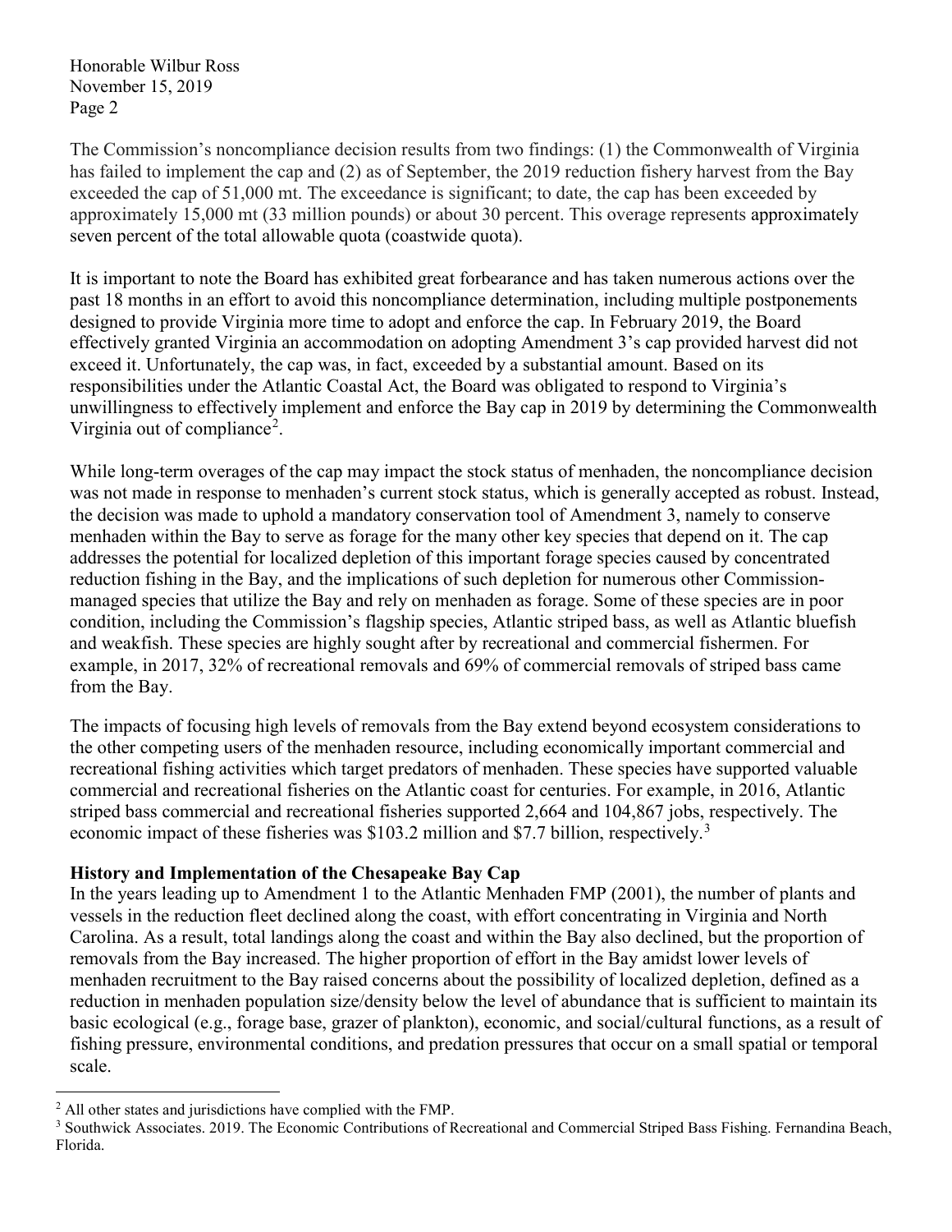The Commission's noncompliance decision results from two findings: (1) the Commonwealth of Virginia has failed to implement the cap and (2) as of September, the 2019 reduction fishery harvest from the Bay exceeded the cap of 51,000 mt. The exceedance is significant; to date, the cap has been exceeded by approximately 15,000 mt (33 million pounds) or about 30 percent. This overage represents approximately seven percent of the total allowable quota (coastwide quota).

It is important to note the Board has exhibited great forbearance and has taken numerous actions over the past 18 months in an effort to avoid this noncompliance determination, including multiple postponements designed to provide Virginia more time to adopt and enforce the cap. In February 2019, the Board effectively granted Virginia an accommodation on adopting Amendment 3's cap provided harvest did not exceed it. Unfortunately, the cap was, in fact, exceeded by a substantial amount. Based on its responsibilities under the Atlantic Coastal Act, the Board was obligated to respond to Virginia's unwillingness to effectively implement and enforce the Bay cap in 2019 by determining the Commonwealth Virginia out of compliance[2].

While long-term overages of the cap may impact the stock status of menhaden, the noncompliance decision was not made in response to menhaden's current stock status, which is generally accepted as robust. Instead, the decision was made to uphold a mandatory conservation tool of Amendment 3, namely to conserve menhaden within the Bay to serve as forage for the many other key species that depend on it. The cap addresses the potential for localized depletion of this important forage species caused by concentrated reduction fishing in the Bay, and the implications of such depletion for numerous other Commission-managed species that utilize the Bay and rely on menhaden as forage. Some of these species are in poor condition, including the Commission's flagship species, Atlantic striped bass, as well as Atlantic bluefish and weakfish. These species are highly sought after by recreational and commercial fishermen. For example, in 2017, 32% of recreational removals and 69% of commercial removals of striped bass came from the Bay.

The impacts of focusing high levels of removals from the Bay extend beyond ecosystem considerations to the other competing users of the menhaden resource, including economically important commercial and recreational fishing activities which target predators of menhaden. These species have supported valuable commercial and recreational fisheries on the Atlantic coast for centuries. For example, in 2016, Atlantic striped bass commercial and recreational fisheries supported 2,664 and 104,867 jobs, respectively. The economic impact of these fisheries was $103.2 million and $7.7 billion, respectively.[3]

**History and Implementation of the Chesapeake Bay Cap**

In the years leading up to Amendment 1 to the Atlantic Menhaden FMP (2001), the number of plants and vessels in the reduction fleet declined along the coast, with effort concentrating in Virginia and North Carolina. As a result, total landings along the coast and within the Bay also declined, but the proportion of removals from the Bay increased. The higher proportion of effort in the Bay amidst lower levels of menhaden recruitment to the Bay raised concerns about the possibility of localized depletion, defined as a reduction in menhaden population size/density below the level of abundance that is sufficient to maintain its basic ecological (e.g., forage base, grazer of plankton), economic, and social/cultural functions, as a result of fishing pressure, environmental conditions, and predation pressures that occur on a small spatial or temporal scale.

---

[2] All other states and jurisdictions have complied with the FMP.

[3] Southwick Associates. 2019. The Economic Contributions of Recreational and Commercial Striped Bass Fishing. Fernandina Beach, Florida.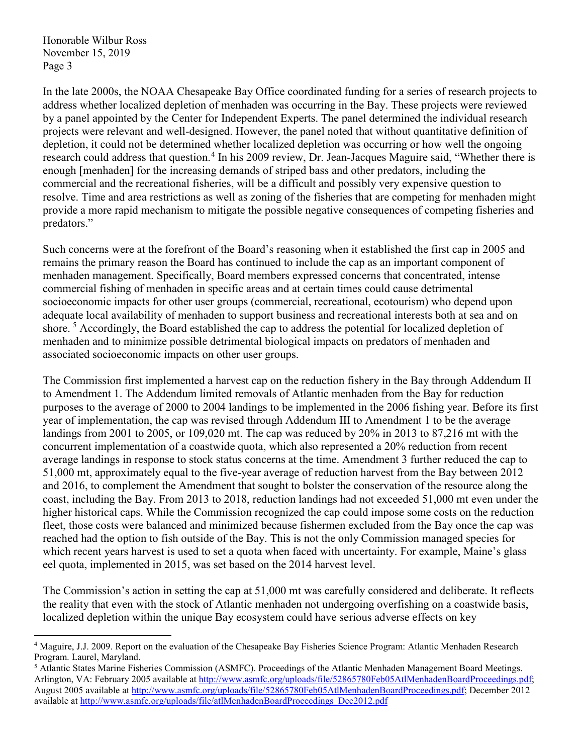In the late 2000s, the NOAA Chesapeake Bay Office coordinated funding for a series of research projects to address whether localized depletion of menhaden was occurring in the Bay. These projects were reviewed by a panel appointed by the Center for Independent Experts. The panel determined the individual research projects were relevant and well-designed. However, the panel noted that without quantitative definition of depletion, it could not be determined whether localized depletion was occurring or how well the ongoing research could address that question.[4] In his 2009 review, Dr. Jean-Jacques Maguire said, "Whether there is enough [menhaden] for the increasing demands of striped bass and other predators, including the commercial and the recreational fisheries, will be a difficult and possibly very expensive question to resolve. Time and area restrictions as well as zoning of the fisheries that are competing for menhaden might provide a more rapid mechanism to mitigate the possible negative consequences of competing fisheries and predators."

Such concerns were at the forefront of the Board's reasoning when it established the first cap in 2005 and remains the primary reason the Board has continued to include the cap as an important component of menhaden management. Specifically, Board members expressed concerns that concentrated, intense commercial fishing of menhaden in specific areas and at certain times could cause detrimental socioeconomic impacts for other user groups (commercial, recreational, ecotourism) who depend upon adequate local availability of menhaden to support business and recreational interests both at sea and on shore.[5] Accordingly, the Board established the cap to address the potential for localized depletion of menhaden and to minimize possible detrimental biological impacts on predators of menhaden and associated socioeconomic impacts on other user groups.

The Commission first implemented a harvest cap on the reduction fishery in the Bay through Addendum II to Amendment 1. The Addendum limited removals of Atlantic menhaden from the Bay for reduction purposes to the average of 2000 to 2004 landings to be implemented in the 2006 fishing year. Before its first year of implementation, the cap was revised through Addendum III to Amendment 1 to be the average landings from 2001 to 2005, or 109,020 mt. The cap was reduced by 20% in 2013 to 87,216 mt with the concurrent implementation of a coastwide quota, which also represented a 20% reduction from recent average landings in response to stock status concerns at the time. Amendment 3 further reduced the cap to 51,000 mt, approximately equal to the five-year average of reduction harvest from the Bay between 2012 and 2016, to complement the Amendment that sought to bolster the conservation of the resource along the coast, including the Bay. From 2013 to 2018, reduction landings had not exceeded 51,000 mt even under the higher historical caps. While the Commission recognized the cap could impose some costs on the reduction fleet, those costs were balanced and minimized because fishermen excluded from the Bay once the cap was reached had the option to fish outside of the Bay. This is not the only Commission managed species for which recent years harvest is used to set a quota when faced with uncertainty. For example, Maine's glass eel quota, implemented in 2015, was set based on the 2014 harvest level.

The Commission's action in setting the cap at 51,000 mt was carefully considered and deliberate. It reflects the reality that even with the stock of Atlantic menhaden not undergoing overfishing on a coastwide basis, localized depletion within the unique Bay ecosystem could have serious adverse effects on key

---

[4] Maguire, J.J. 2009. Report on the evaluation of the Chesapeake Bay Fisheries Science Program: Atlantic Menhaden Research Program. Laurel, Maryland.

[5] Atlantic States Marine Fisheries Commission (ASMFC). Proceedings of the Atlantic Menhaden Management Board Meetings. Arlington, VA: February 2005 available at http://www.asmfc.org/uploads/file/52865780Feb05AtlMenhadenBoardProceedings.pdf; August 2005 available at http://www.asmfc.org/uploads/file/52865780Feb05AtlMenhadenBoardProceedings.pdf; December 2012 available at http://www.asmfc.org/uploads/file/atlMenhadenBoardProceedings_Dec2012.pdf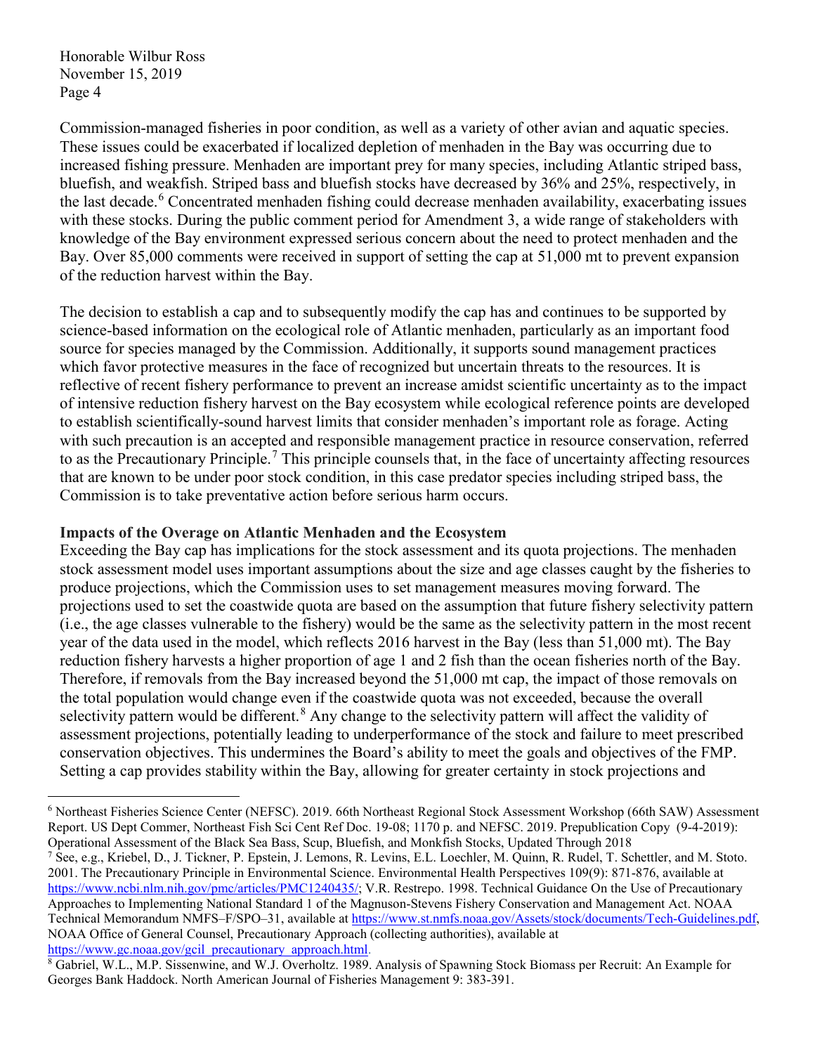Commission-managed fisheries in poor condition, as well as a variety of other avian and aquatic species. These issues could be exacerbated if localized depletion of menhaden in the Bay was occurring due to increased fishing pressure. Menhaden are important prey for many species, including Atlantic striped bass, bluefish, and weakfish. Striped bass and bluefish stocks have decreased by 36% and 25%, respectively, in the last decade.[6] Concentrated menhaden fishing could decrease menhaden availability, exacerbating issues with these stocks. During the public comment period for Amendment 3, a wide range of stakeholders with knowledge of the Bay environment expressed serious concern about the need to protect menhaden and the Bay. Over 85,000 comments were received in support of setting the cap at 51,000 mt to prevent expansion of the reduction harvest within the Bay.

The decision to establish a cap and to subsequently modify the cap has and continues to be supported by science-based information on the ecological role of Atlantic menhaden, particularly as an important food source for species managed by the Commission. Additionally, it supports sound management practices which favor protective measures in the face of recognized but uncertain threats to the resources. It is reflective of recent fishery performance to prevent an increase amidst scientific uncertainty as to the impact of intensive reduction fishery harvest on the Bay ecosystem while ecological reference points are developed to establish scientifically-sound harvest limits that consider menhaden's important role as forage. Acting with such precaution is an accepted and responsible management practice in resource conservation, referred to as the Precautionary Principle.[7] This principle counsels that, in the face of uncertainty affecting resources that are known to be under poor stock condition, in this case predator species including striped bass, the Commission is to take preventative action before serious harm occurs.

**Impacts of the Overage on Atlantic Menhaden and the Ecosystem**

Exceeding the Bay cap has implications for the stock assessment and its quota projections. The menhaden stock assessment model uses important assumptions about the size and age classes caught by the fisheries to produce projections, which the Commission uses to set management measures moving forward. The projections used to set the coastwide quota are based on the assumption that future fishery selectivity pattern (i.e., the age classes vulnerable to the fishery) would be the same as the selectivity pattern in the most recent year of the data used in the model, which reflects 2016 harvest in the Bay (less than 51,000 mt). The Bay reduction fishery harvests a higher proportion of age 1 and 2 fish than the ocean fisheries north of the Bay. Therefore, if removals from the Bay increased beyond the 51,000 mt cap, the impact of those removals on the total population would change even if the coastwide quota was not exceeded, because the overall selectivity pattern would be different.[8] Any change to the selectivity pattern will affect the validity of assessment projections, potentially leading to underperformance of the stock and failure to meet prescribed conservation objectives. This undermines the Board's ability to meet the goals and objectives of the FMP. Setting a cap provides stability within the Bay, allowing for greater certainty in stock projections and

---

[6] Northeast Fisheries Science Center (NEFSC). 2019. 66th Northeast Regional Stock Assessment Workshop (66th SAW) Assessment Report. US Dept Commer, Northeast Fish Sci Cent Ref Doc. 19-08; 1170 p. and NEFSC. 2019. Prepublication Copy (9-4-2019): Operational Assessment of the Black Sea Bass, Scup, Bluefish, and Monkfish Stocks, Updated Through 2018

[7] See, e.g., Kriebel, D., J. Tickner, P. Epstein, J. Lemons, R. Levins, E.L. Loechler, M. Quinn, R. Rudel, T. Schettler, and M. Stoto. 2001. The Precautionary Principle in Environmental Science. Environmental Health Perspectives 109(9): 871-876, available at https://www.ncbi.nlm.nih.gov/pmc/articles/PMC1240435/; V.R. Restrepo. 1998. Technical Guidance On the Use of Precautionary Approaches to Implementing National Standard 1 of the Magnuson-Stevens Fishery Conservation and Management Act. NOAA Technical Memorandum NMFS–F/SPO–31, available at https://www.st.nmfs.noaa.gov/Assets/stock/documents/Tech-Guidelines.pdf, NOAA Office of General Counsel, Precautionary Approach (collecting authorities), available at https://www.gc.noaa.gov/gcil_precautionary_approach.html.

[8] Gabriel, W.L., M.P. Sissenwine, and W.J. Overholtz. 1989. Analysis of Spawning Stock Biomass per Recruit: An Example for Georges Bank Haddock. North American Journal of Fisheries Management 9: 383-391.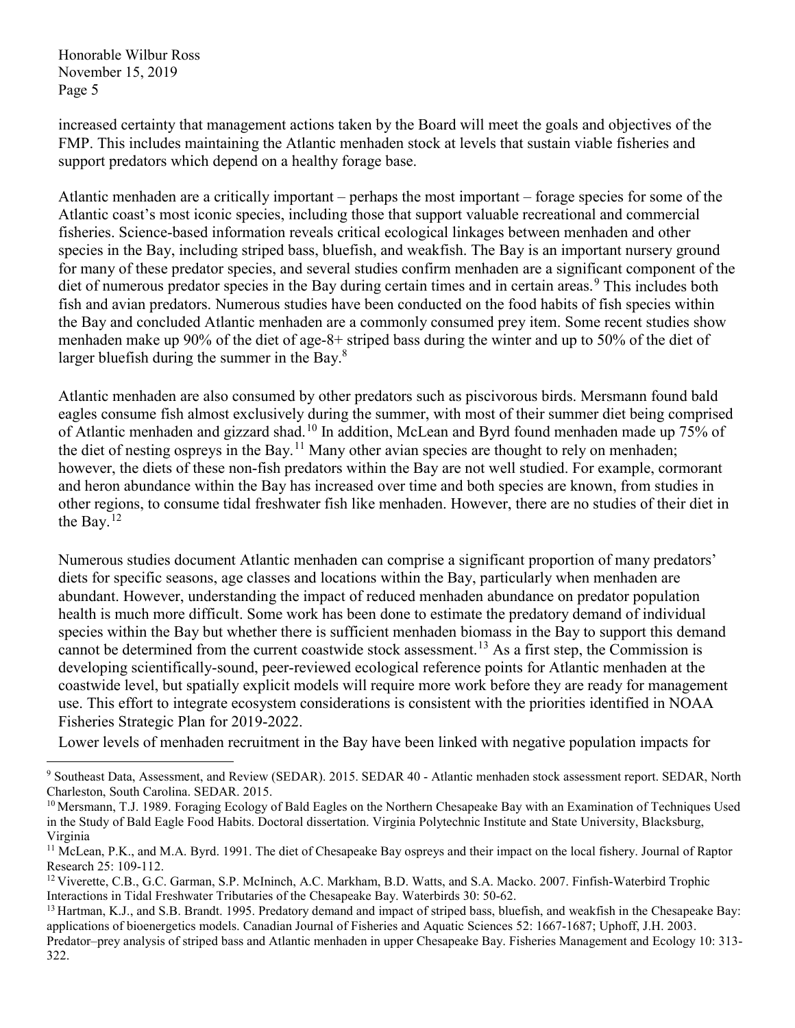increased certainty that management actions taken by the Board will meet the goals and objectives of the FMP. This includes maintaining the Atlantic menhaden stock at levels that sustain viable fisheries and support predators which depend on a healthy forage base.

Atlantic menhaden are a critically important – perhaps the most important – forage species for some of the Atlantic coast's most iconic species, including those that support valuable recreational and commercial fisheries. Science-based information reveals critical ecological linkages between menhaden and other species in the Bay, including striped bass, bluefish, and weakfish. The Bay is an important nursery ground for many of these predator species, and several studies confirm menhaden are a significant component of the diet of numerous predator species in the Bay during certain times and in certain areas.[9] This includes both fish and avian predators. Numerous studies have been conducted on the food habits of fish species within the Bay and concluded Atlantic menhaden are a commonly consumed prey item. Some recent studies show menhaden make up 90% of the diet of age-8+ striped bass during the winter and up to 50% of the diet of larger bluefish during the summer in the Bay.[8]

Atlantic menhaden are also consumed by other predators such as piscivorous birds. Mersmann found bald eagles consume fish almost exclusively during the summer, with most of their summer diet being comprised of Atlantic menhaden and gizzard shad.[10] In addition, McLean and Byrd found menhaden made up 75% of the diet of nesting ospreys in the Bay.[11] Many other avian species are thought to rely on menhaden; however, the diets of these non-fish predators within the Bay are not well studied. For example, cormorant and heron abundance within the Bay has increased over time and both species are known, from studies in other regions, to consume tidal freshwater fish like menhaden. However, there are no studies of their diet in the Bay.[12]

Numerous studies document Atlantic menhaden can comprise a significant proportion of many predators' diets for specific seasons, age classes and locations within the Bay, particularly when menhaden are abundant. However, understanding the impact of reduced menhaden abundance on predator population health is much more difficult. Some work has been done to estimate the predatory demand of individual species within the Bay but whether there is sufficient menhaden biomass in the Bay to support this demand cannot be determined from the current coastwide stock assessment.[13] As a first step, the Commission is developing scientifically-sound, peer-reviewed ecological reference points for Atlantic menhaden at the coastwide level, but spatially explicit models will require more work before they are ready for management use. This effort to integrate ecosystem considerations is consistent with the priorities identified in NOAA Fisheries Strategic Plan for 2019-2022.

Lower levels of menhaden recruitment in the Bay have been linked with negative population impacts for

---

[9] Southeast Data, Assessment, and Review (SEDAR). 2015. SEDAR 40 - Atlantic menhaden stock assessment report. SEDAR, North Charleston, South Carolina. SEDAR. 2015.

[10] Mersmann, T.J. 1989. Foraging Ecology of Bald Eagles on the Northern Chesapeake Bay with an Examination of Techniques Used in the Study of Bald Eagle Food Habits. Doctoral dissertation. Virginia Polytechnic Institute and State University, Blacksburg, Virginia

[11] McLean, P.K., and M.A. Byrd. 1991. The diet of Chesapeake Bay ospreys and their impact on the local fishery. Journal of Raptor Research 25: 109-112.

[12] Viverette, C.B., G.C. Garman, S.P. McIninch, A.C. Markham, B.D. Watts, and S.A. Macko. 2007. Finfish-Waterbird Trophic Interactions in Tidal Freshwater Tributaries of the Chesapeake Bay. Waterbirds 30: 50-62.

[13] Hartman, K.J., and S.B. Brandt. 1995. Predatory demand and impact of striped bass, bluefish, and weakfish in the Chesapeake Bay: applications of bioenergetics models. Canadian Journal of Fisheries and Aquatic Sciences 52: 1667-1687; Uphoff, J.H. 2003. Predator–prey analysis of striped bass and Atlantic menhaden in upper Chesapeake Bay. Fisheries Management and Ecology 10: 313-322.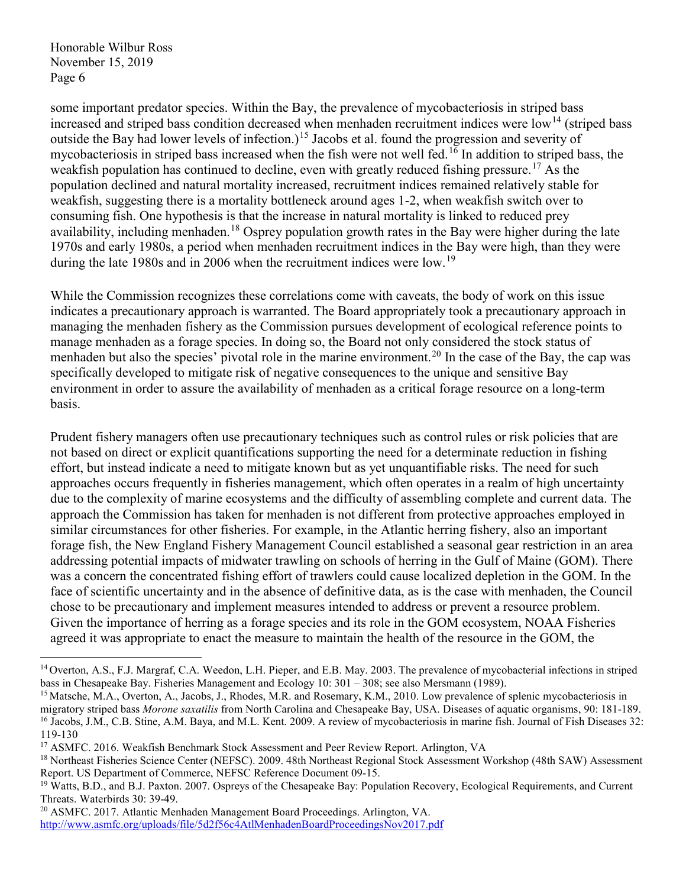some important predator species. Within the Bay, the prevalence of mycobacteriosis in striped bass increased and striped bass condition decreased when menhaden recruitment indices were low[14] (striped bass outside the Bay had lower levels of infection.)[15] Jacobs et al. found the progression and severity of mycobacteriosis in striped bass increased when the fish were not well fed.[16] In addition to striped bass, the weakfish population has continued to decline, even with greatly reduced fishing pressure.[17] As the population declined and natural mortality increased, recruitment indices remained relatively stable for weakfish, suggesting there is a mortality bottleneck around ages 1-2, when weakfish switch over to consuming fish. One hypothesis is that the increase in natural mortality is linked to reduced prey availability, including menhaden.[18] Osprey population growth rates in the Bay were higher during the late 1970s and early 1980s, a period when menhaden recruitment indices in the Bay were high, than they were during the late 1980s and in 2006 when the recruitment indices were low.[19]

While the Commission recognizes these correlations come with caveats, the body of work on this issue indicates a precautionary approach is warranted. The Board appropriately took a precautionary approach in managing the menhaden fishery as the Commission pursues development of ecological reference points to manage menhaden as a forage species. In doing so, the Board not only considered the stock status of menhaden but also the species' pivotal role in the marine environment.[20] In the case of the Bay, the cap was specifically developed to mitigate risk of negative consequences to the unique and sensitive Bay environment in order to assure the availability of menhaden as a critical forage resource on a long-term basis.

Prudent fishery managers often use precautionary techniques such as control rules or risk policies that are not based on direct or explicit quantifications supporting the need for a determinate reduction in fishing effort, but instead indicate a need to mitigate known but as yet unquantifiable risks. The need for such approaches occurs frequently in fisheries management, which often operates in a realm of high uncertainty due to the complexity of marine ecosystems and the difficulty of assembling complete and current data. The approach the Commission has taken for menhaden is not different from protective approaches employed in similar circumstances for other fisheries. For example, in the Atlantic herring fishery, also an important forage fish, the New England Fishery Management Council established a seasonal gear restriction in an area addressing potential impacts of midwater trawling on schools of herring in the Gulf of Maine (GOM). There was a concern the concentrated fishing effort of trawlers could cause localized depletion in the GOM. In the face of scientific uncertainty and in the absence of definitive data, as is the case with menhaden, the Council chose to be precautionary and implement measures intended to address or prevent a resource problem. Given the importance of herring as a forage species and its role in the GOM ecosystem, NOAA Fisheries agreed it was appropriate to enact the measure to maintain the health of the resource in the GOM, the

---

[14] Overton, A.S., F.J. Margraf, C.A. Weedon, L.H. Pieper, and E.B. May. 2003. The prevalence of mycobacterial infections in striped bass in Chesapeake Bay. Fisheries Management and Ecology 10: 301 – 308; see also Mersmann (1989).

[15] Matsche, M.A., Overton, A., Jacobs, J., Rhodes, M.R. and Rosemary, K.M., 2010. Low prevalence of splenic mycobacteriosis in migratory striped bass *Morone saxatilis* from North Carolina and Chesapeake Bay, USA. Diseases of aquatic organisms, 90: 181-189.

[16] Jacobs, J.M., C.B. Stine, A.M. Baya, and M.L. Kent. 2009. A review of mycobacteriosis in marine fish. Journal of Fish Diseases 32: 119-130

[17] ASMFC. 2016. Weakfish Benchmark Stock Assessment and Peer Review Report. Arlington, VA

[18] Northeast Fisheries Science Center (NEFSC). 2009. 48th Northeast Regional Stock Assessment Workshop (48th SAW) Assessment Report. US Department of Commerce, NEFSC Reference Document 09-15.

[19] Watts, B.D., and B.J. Paxton. 2007. Ospreys of the Chesapeake Bay: Population Recovery, Ecological Requirements, and Current Threats. Waterbirds 30: 39-49.

[20] ASMFC. 2017. Atlantic Menhaden Management Board Proceedings. Arlington, VA. http://www.asmfc.org/uploads/file/5d2f56c4AtlMenhadenBoardProceedingsNov2017.pdf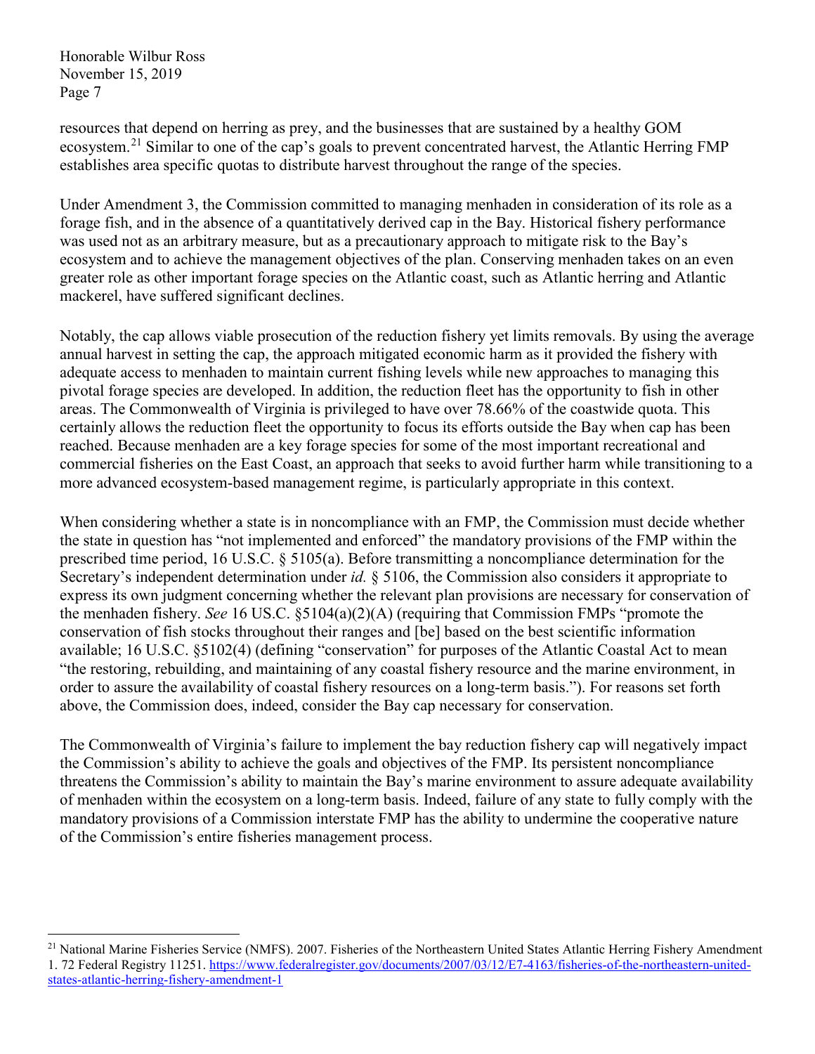resources that depend on herring as prey, and the businesses that are sustained by a healthy GOM ecosystem.[21] Similar to one of the cap's goals to prevent concentrated harvest, the Atlantic Herring FMP establishes area specific quotas to distribute harvest throughout the range of the species.

Under Amendment 3, the Commission committed to managing menhaden in consideration of its role as a forage fish, and in the absence of a quantitatively derived cap in the Bay. Historical fishery performance was used not as an arbitrary measure, but as a precautionary approach to mitigate risk to the Bay's ecosystem and to achieve the management objectives of the plan. Conserving menhaden takes on an even greater role as other important forage species on the Atlantic coast, such as Atlantic herring and Atlantic mackerel, have suffered significant declines.

Notably, the cap allows viable prosecution of the reduction fishery yet limits removals. By using the average annual harvest in setting the cap, the approach mitigated economic harm as it provided the fishery with adequate access to menhaden to maintain current fishing levels while new approaches to managing this pivotal forage species are developed. In addition, the reduction fleet has the opportunity to fish in other areas. The Commonwealth of Virginia is privileged to have over 78.66% of the coastwide quota. This certainly allows the reduction fleet the opportunity to focus its efforts outside the Bay when cap has been reached. Because menhaden are a key forage species for some of the most important recreational and commercial fisheries on the East Coast, an approach that seeks to avoid further harm while transitioning to a more advanced ecosystem-based management regime, is particularly appropriate in this context.

When considering whether a state is in noncompliance with an FMP, the Commission must decide whether the state in question has "not implemented and enforced" the mandatory provisions of the FMP within the prescribed time period, 16 U.S.C. § 5105(a). Before transmitting a noncompliance determination for the Secretary's independent determination under *id.* § 5106, the Commission also considers it appropriate to express its own judgment concerning whether the relevant plan provisions are necessary for conservation of the menhaden fishery. *See* 16 USC. §5104(a)(2)(A) (requiring that Commission FMPs "promote the conservation of fish stocks throughout their ranges and [be] based on the best scientific information available; 16 U.S.C. §5102(4) (defining "conservation" for purposes of the Atlantic Coastal Act to mean "the restoring, rebuilding, and maintaining of any coastal fishery resource and the marine environment, in order to assure the availability of coastal fishery resources on a long-term basis."). For reasons set forth above, the Commission does, indeed, consider the Bay cap necessary for conservation.

The Commonwealth of Virginia's failure to implement the bay reduction fishery cap will negatively impact the Commission's ability to achieve the goals and objectives of the FMP. Its persistent noncompliance threatens the Commission's ability to maintain the Bay's marine environment to assure adequate availability of menhaden within the ecosystem on a long-term basis. Indeed, failure of any state to fully comply with the mandatory provisions of a Commission interstate FMP has the ability to undermine the cooperative nature of the Commission's entire fisheries management process.

---

[21] National Marine Fisheries Service (NMFS). 2007. Fisheries of the Northeastern United States Atlantic Herring Fishery Amendment 1. 72 Federal Registry 11251. https://www.federalregister.gov/documents/2007/03/12/E7-4163/fisheries-of-the-northeastern-united-states-atlantic-herring-fishery-amendment-1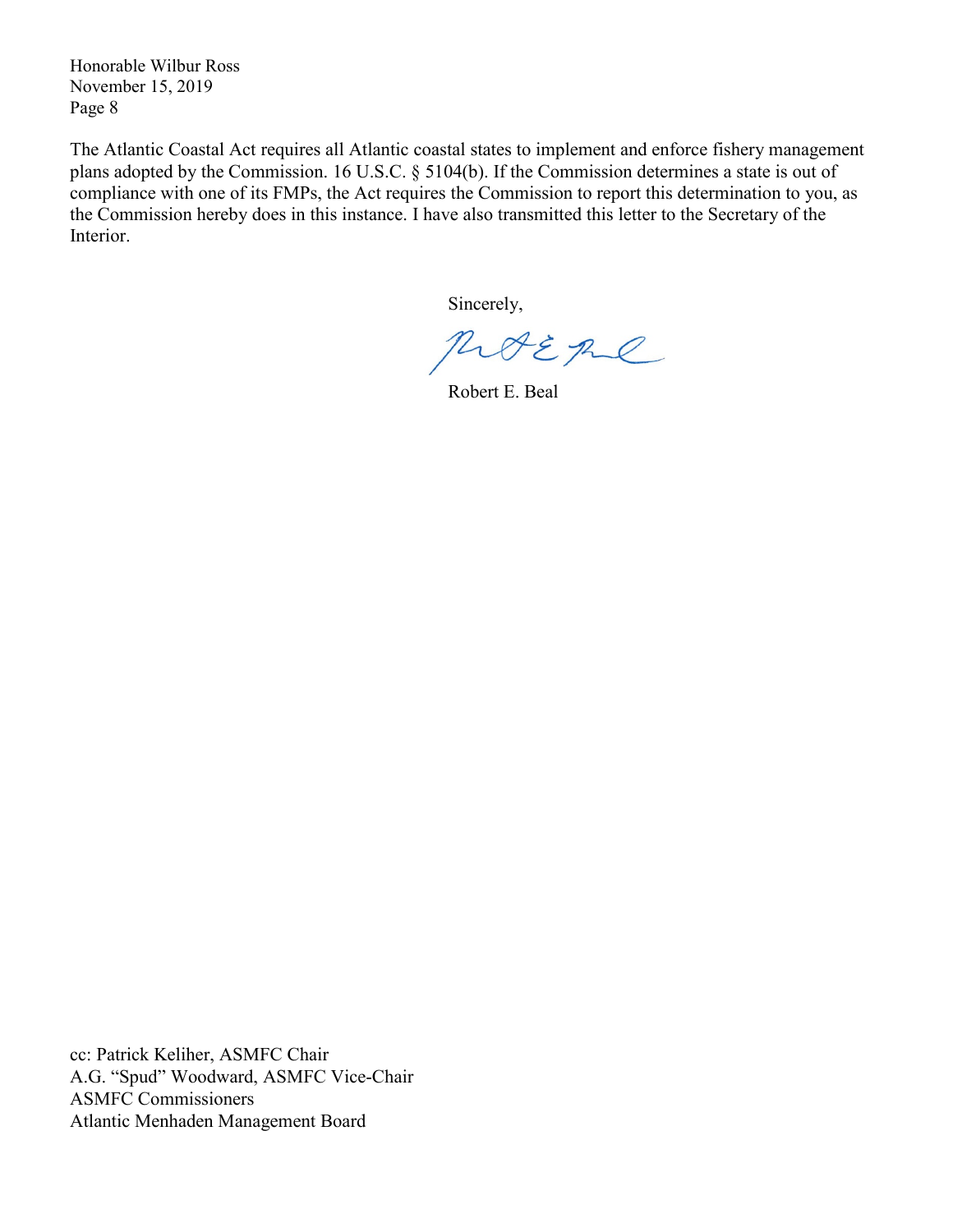The Atlantic Coastal Act requires all Atlantic coastal states to implement and enforce fishery management plans adopted by the Commission. 16 U.S.C. § 5104(b). If the Commission determines a state is out of compliance with one of its FMPs, the Act requires the Commission to report this determination to you, as the Commission hereby does in this instance. I have also transmitted this letter to the Secretary of the Interior.

Sincerely,

Robert E. Beal

cc: Patrick Keliher, ASMFC Chair
A.G. "Spud" Woodward, ASMFC Vice-Chair
ASMFC Commissioners
Atlantic Menhaden Management Board